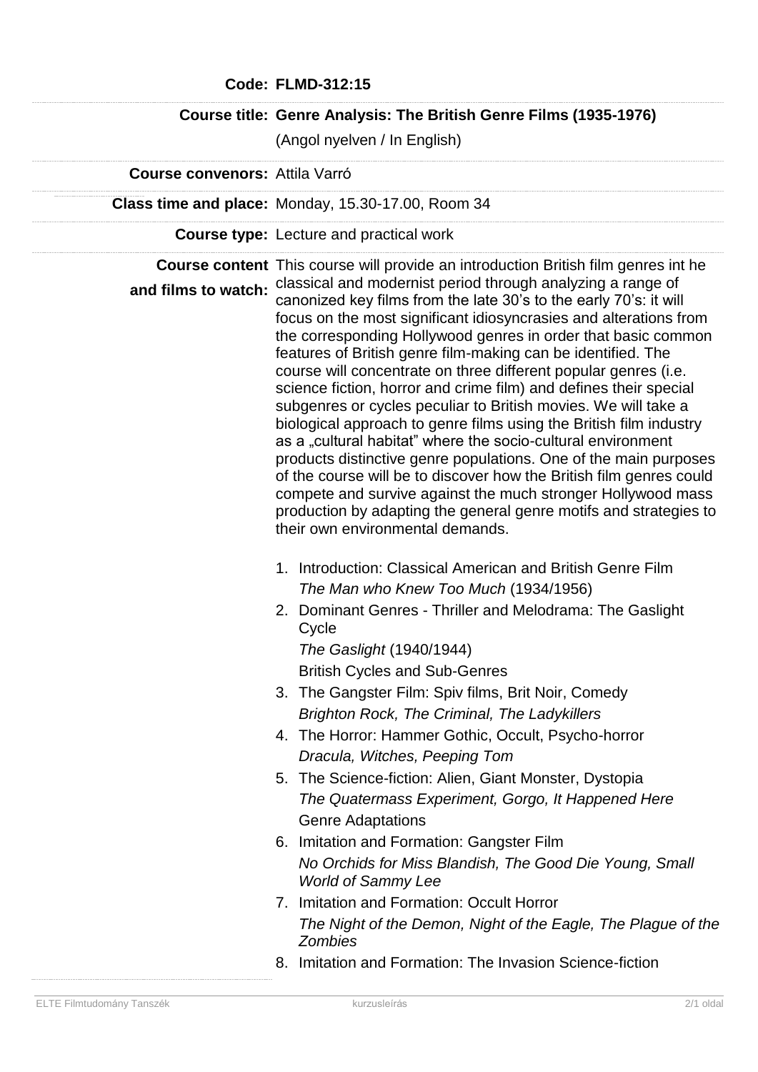**Code:** FLMD-312:15

**Course title:** Genre Analysis: The British Genre Films (1935-1976)

(Angol nyelven / In English)

**Course convenors:** Attila Varró

**Class time and place:** Monday, 15.30-17.00, Room 34

**Course type:** Lecture and practical work

**Course content and films to watch:** This course will provide an introduction British film genres int he classical and modernist period through analyzing a range of canonized key films from the late 30's to the early 70's: it will focus on the most significant idiosyncrasies and alterations from the corresponding Hollywood genres in order that basic common features of British genre film-making can be identified. The course will concentrate on three different popular genres (i.e. science fiction, horror and crime film) and defines their special subgenres or cycles peculiar to British movies. We will take a biological approach to genre films using the British film industry as a „cultural habitat" where the socio-cultural environment products distinctive genre populations. One of the main purposes of the course will be to discover how the British film genres could compete and survive against the much stronger Hollywood mass production by adapting the general genre motifs and strategies to their own environmental demands.

1. Introduction: Classical American and British Genre Film
   *The Man who Knew Too Much* (1934/1956)
2. Dominant Genres - Thriller and Melodrama: The Gaslight Cycle
   *The Gaslight* (1940/1944)
   British Cycles and Sub-Genres
3. The Gangster Film: Spiv films, Brit Noir, Comedy
   *Brighton Rock, The Criminal, The Ladykillers*
4. The Horror: Hammer Gothic, Occult, Psycho-horror
   *Dracula, Witches, Peeping Tom*
5. The Science-fiction: Alien, Giant Monster, Dystopia
   *The Quatermass Experiment, Gorgo, It Happened Here*
   Genre Adaptations
6. Imitation and Formation: Gangster Film
   *No Orchids for Miss Blandish, The Good Die Young, Small World of Sammy Lee*
7. Imitation and Formation: Occult Horror
   *The Night of the Demon, Night of the Eagle, The Plague of the Zombies*
8. Imitation and Formation: The Invasion Science-fiction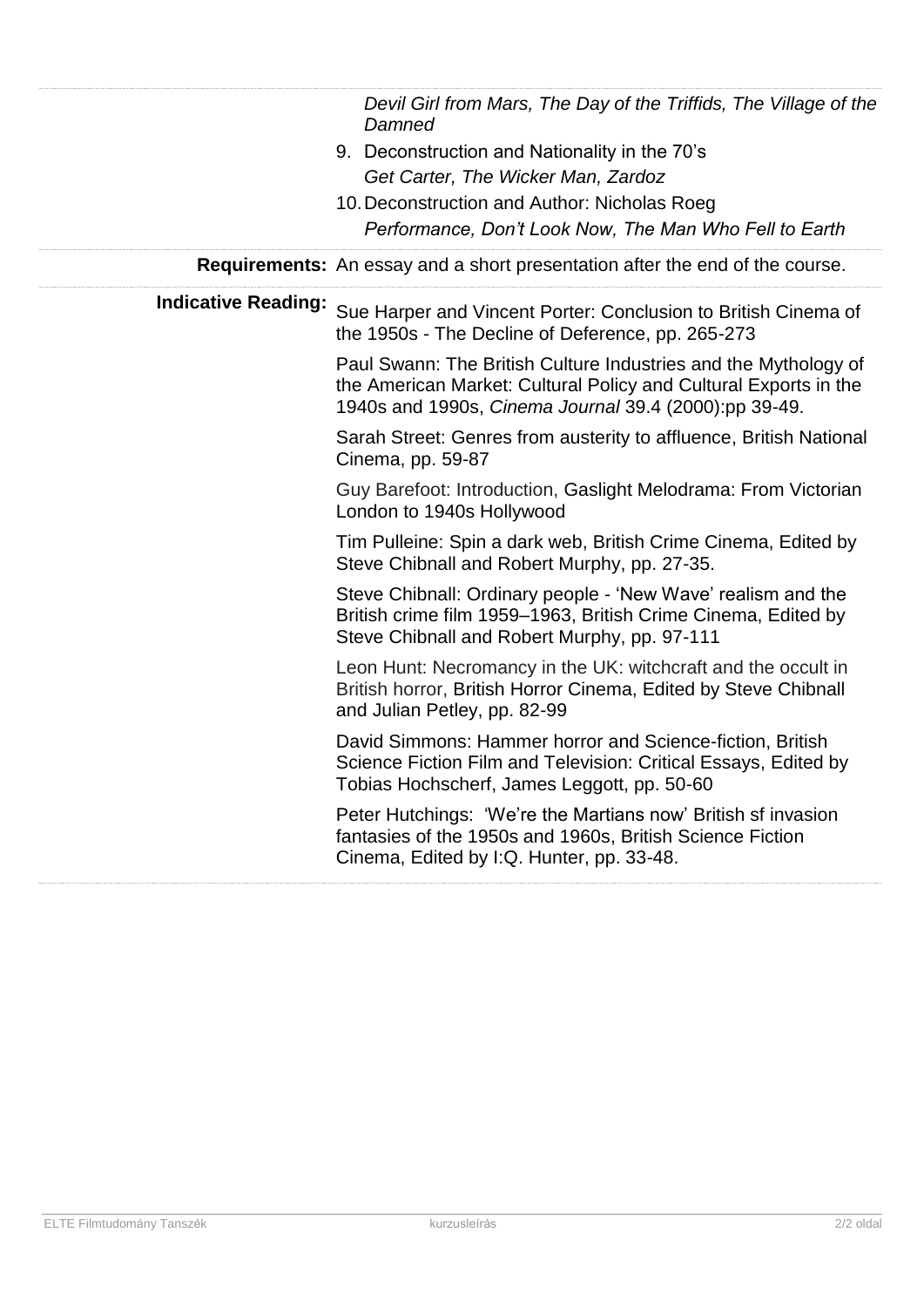*Devil Girl from Mars, The Day of the Triffids, The Village of the Damned*

9. Deconstruction and Nationality in the 70's
   *Get Carter, The Wicker Man, Zardoz*
10. Deconstruction and Author: Nicholas Roeg
    *Performance, Don't Look Now, The Man Who Fell to Earth*

**Requirements:** An essay and a short presentation after the end of the course.

**Indicative Reading:**

Sue Harper and Vincent Porter: Conclusion to British Cinema of the 1950s - The Decline of Deference, pp. 265-273

Paul Swann: The British Culture Industries and the Mythology of the American Market: Cultural Policy and Cultural Exports in the 1940s and 1990s, *Cinema Journal* 39.4 (2000):pp 39-49.

Sarah Street: Genres from austerity to affluence, British National Cinema, pp. 59-87

Guy Barefoot: Introduction, Gaslight Melodrama: From Victorian London to 1940s Hollywood

Tim Pulleine: Spin a dark web, British Crime Cinema, Edited by Steve Chibnall and Robert Murphy, pp. 27-35.

Steve Chibnall: Ordinary people - 'New Wave' realism and the British crime film 1959–1963, British Crime Cinema, Edited by Steve Chibnall and Robert Murphy, pp. 97-111

Leon Hunt: Necromancy in the UK: witchcraft and the occult in British horror, British Horror Cinema, Edited by Steve Chibnall and Julian Petley, pp. 82-99

David Simmons: Hammer horror and Science-fiction, British Science Fiction Film and Television: Critical Essays, Edited by Tobias Hochscherf, James Leggott, pp. 50-60

Peter Hutchings: 'We're the Martians now' British sf invasion fantasies of the 1950s and 1960s, British Science Fiction Cinema, Edited by I:Q. Hunter, pp. 33-48.